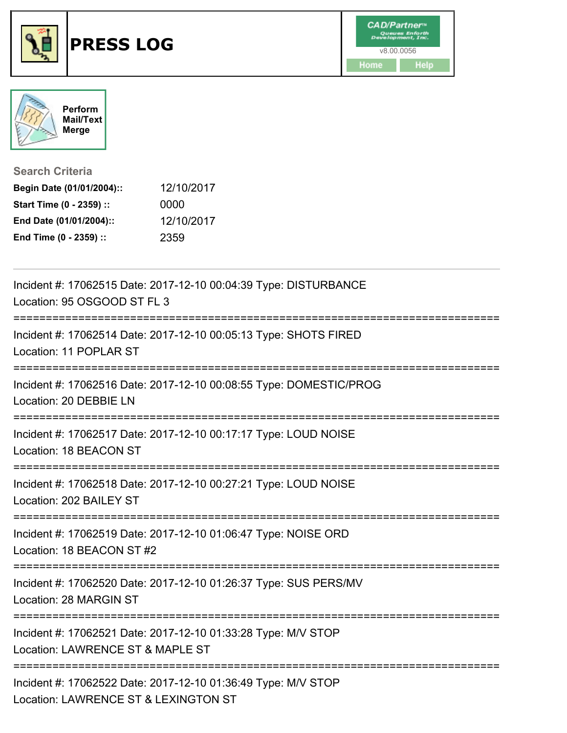# PRESS LOG

CAD/Partner™ Queues Enforth Development, Inc.
v8.00.0056

Home | Help

Perform Mail/Text Merge

### Search Criteria

**Begin Date (01/01/2004)::** 12/10/2017
**Start Time (0 - 2359) ::** 0000
**End Date (01/01/2004)::** 12/10/2017
**End Time (0 - 2359) ::** 2359

---

Incident #: 17062515 Date: 2017-12-10 00:04:39 Type: DISTURBANCE
Location: 95 OSGOOD ST FL 3

===========================================================================

Incident #: 17062514 Date: 2017-12-10 00:05:13 Type: SHOTS FIRED
Location: 11 POPLAR ST

===========================================================================

Incident #: 17062516 Date: 2017-12-10 00:08:55 Type: DOMESTIC/PROG
Location: 20 DEBBIE LN

===========================================================================

Incident #: 17062517 Date: 2017-12-10 00:17:17 Type: LOUD NOISE
Location: 18 BEACON ST

===========================================================================

Incident #: 17062518 Date: 2017-12-10 00:27:21 Type: LOUD NOISE
Location: 202 BAILEY ST

===========================================================================

Incident #: 17062519 Date: 2017-12-10 01:06:47 Type: NOISE ORD
Location: 18 BEACON ST #2

===========================================================================

Incident #: 17062520 Date: 2017-12-10 01:26:37 Type: SUS PERS/MV
Location: 28 MARGIN ST

===========================================================================

Incident #: 17062521 Date: 2017-12-10 01:33:28 Type: M/V STOP
Location: LAWRENCE ST & MAPLE ST

===========================================================================

Incident #: 17062522 Date: 2017-12-10 01:36:49 Type: M/V STOP
Location: LAWRENCE ST & LEXINGTON ST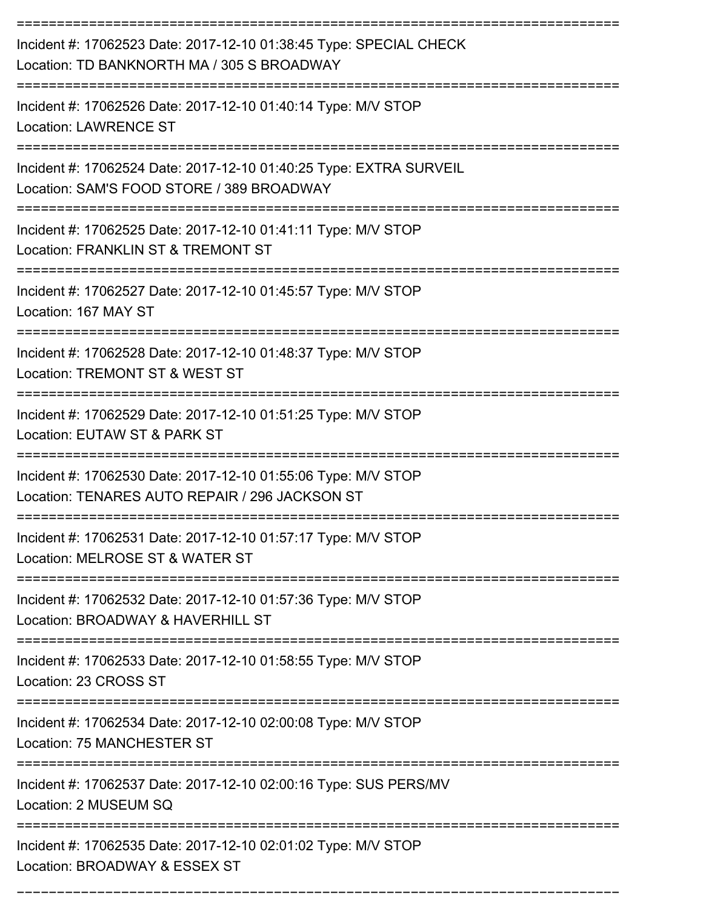Incident #: 17062523 Date: 2017-12-10 01:38:45 Type: SPECIAL CHECK
Location: TD BANKNORTH MA / 305 S BROADWAY

---

Incident #: 17062526 Date: 2017-12-10 01:40:14 Type: M/V STOP
Location: LAWRENCE ST

---

Incident #: 17062524 Date: 2017-12-10 01:40:25 Type: EXTRA SURVEIL
Location: SAM'S FOOD STORE / 389 BROADWAY

---

Incident #: 17062525 Date: 2017-12-10 01:41:11 Type: M/V STOP
Location: FRANKLIN ST & TREMONT ST

---

Incident #: 17062527 Date: 2017-12-10 01:45:57 Type: M/V STOP
Location: 167 MAY ST

---

Incident #: 17062528 Date: 2017-12-10 01:48:37 Type: M/V STOP
Location: TREMONT ST & WEST ST

---

Incident #: 17062529 Date: 2017-12-10 01:51:25 Type: M/V STOP
Location: EUTAW ST & PARK ST

---

Incident #: 17062530 Date: 2017-12-10 01:55:06 Type: M/V STOP
Location: TENARES AUTO REPAIR / 296 JACKSON ST

---

Incident #: 17062531 Date: 2017-12-10 01:57:17 Type: M/V STOP
Location: MELROSE ST & WATER ST

---

Incident #: 17062532 Date: 2017-12-10 01:57:36 Type: M/V STOP
Location: BROADWAY & HAVERHILL ST

---

Incident #: 17062533 Date: 2017-12-10 01:58:55 Type: M/V STOP
Location: 23 CROSS ST

---

Incident #: 17062534 Date: 2017-12-10 02:00:08 Type: M/V STOP
Location: 75 MANCHESTER ST

---

Incident #: 17062537 Date: 2017-12-10 02:00:16 Type: SUS PERS/MV
Location: 2 MUSEUM SQ

---

Incident #: 17062535 Date: 2017-12-10 02:01:02 Type: M/V STOP
Location: BROADWAY & ESSEX ST

---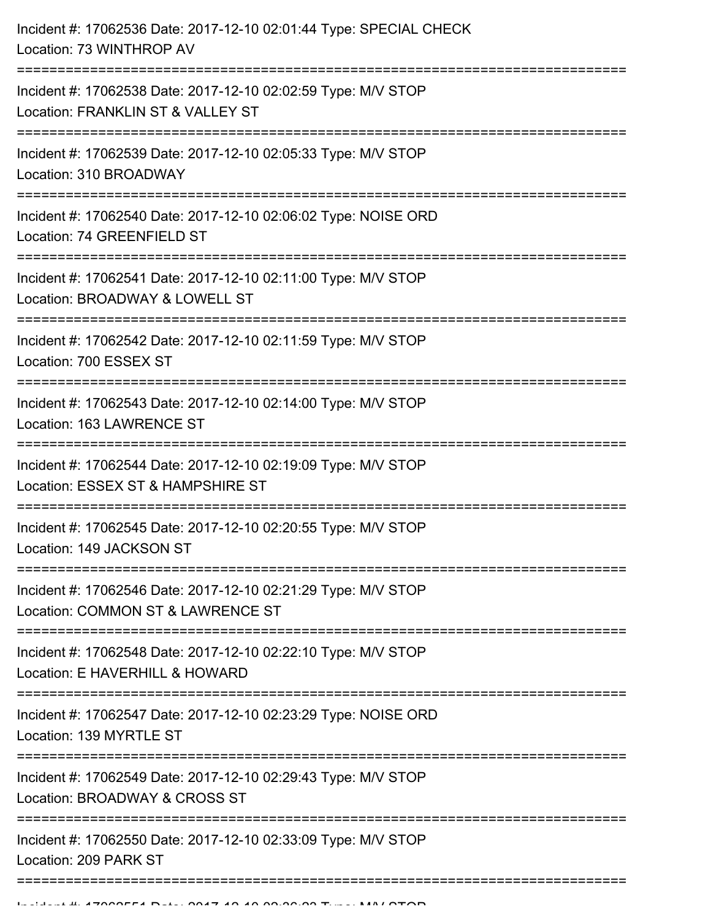Incident #: 17062536 Date: 2017-12-10 02:01:44 Type: SPECIAL CHECK
Location: 73 WINTHROP AV

===========================================================================

Incident #: 17062538 Date: 2017-12-10 02:02:59 Type: M/V STOP
Location: FRANKLIN ST & VALLEY ST

===========================================================================

Incident #: 17062539 Date: 2017-12-10 02:05:33 Type: M/V STOP
Location: 310 BROADWAY

===========================================================================

Incident #: 17062540 Date: 2017-12-10 02:06:02 Type: NOISE ORD
Location: 74 GREENFIELD ST

===========================================================================

Incident #: 17062541 Date: 2017-12-10 02:11:00 Type: M/V STOP
Location: BROADWAY & LOWELL ST

===========================================================================

Incident #: 17062542 Date: 2017-12-10 02:11:59 Type: M/V STOP
Location: 700 ESSEX ST

===========================================================================

Incident #: 17062543 Date: 2017-12-10 02:14:00 Type: M/V STOP
Location: 163 LAWRENCE ST

===========================================================================

Incident #: 17062544 Date: 2017-12-10 02:19:09 Type: M/V STOP
Location: ESSEX ST & HAMPSHIRE ST

===========================================================================

Incident #: 17062545 Date: 2017-12-10 02:20:55 Type: M/V STOP
Location: 149 JACKSON ST

===========================================================================

Incident #: 17062546 Date: 2017-12-10 02:21:29 Type: M/V STOP
Location: COMMON ST & LAWRENCE ST

===========================================================================

Incident #: 17062548 Date: 2017-12-10 02:22:10 Type: M/V STOP
Location: E HAVERHILL & HOWARD

===========================================================================

Incident #: 17062547 Date: 2017-12-10 02:23:29 Type: NOISE ORD
Location: 139 MYRTLE ST

===========================================================================

Incident #: 17062549 Date: 2017-12-10 02:29:43 Type: M/V STOP
Location: BROADWAY & CROSS ST

===========================================================================

Incident #: 17062550 Date: 2017-12-10 02:33:09 Type: M/V STOP
Location: 209 PARK ST

===========================================================================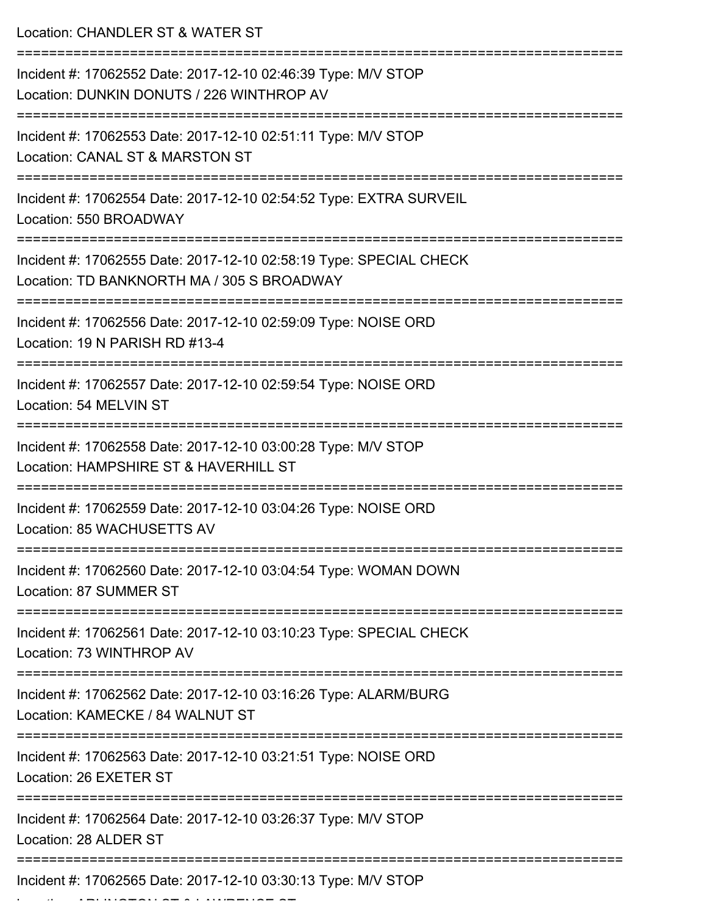Location: CHANDLER ST & WATER ST

===========================================================================

Incident #: 17062552 Date: 2017-12-10 02:46:39 Type: M/V STOP
Location: DUNKIN DONUTS / 226 WINTHROP AV

===========================================================================

Incident #: 17062553 Date: 2017-12-10 02:51:11 Type: M/V STOP
Location: CANAL ST & MARSTON ST

===========================================================================

Incident #: 17062554 Date: 2017-12-10 02:54:52 Type: EXTRA SURVEIL
Location: 550 BROADWAY

===========================================================================

Incident #: 17062555 Date: 2017-12-10 02:58:19 Type: SPECIAL CHECK
Location: TD BANKNORTH MA / 305 S BROADWAY

===========================================================================

Incident #: 17062556 Date: 2017-12-10 02:59:09 Type: NOISE ORD
Location: 19 N PARISH RD #13-4

===========================================================================

Incident #: 17062557 Date: 2017-12-10 02:59:54 Type: NOISE ORD
Location: 54 MELVIN ST

===========================================================================

Incident #: 17062558 Date: 2017-12-10 03:00:28 Type: M/V STOP
Location: HAMPSHIRE ST & HAVERHILL ST

===========================================================================

Incident #: 17062559 Date: 2017-12-10 03:04:26 Type: NOISE ORD
Location: 85 WACHUSETTS AV

===========================================================================

Incident #: 17062560 Date: 2017-12-10 03:04:54 Type: WOMAN DOWN
Location: 87 SUMMER ST

===========================================================================

Incident #: 17062561 Date: 2017-12-10 03:10:23 Type: SPECIAL CHECK
Location: 73 WINTHROP AV

===========================================================================

Incident #: 17062562 Date: 2017-12-10 03:16:26 Type: ALARM/BURG
Location: KAMECKE / 84 WALNUT ST

===========================================================================

Incident #: 17062563 Date: 2017-12-10 03:21:51 Type: NOISE ORD
Location: 26 EXETER ST

===========================================================================

Incident #: 17062564 Date: 2017-12-10 03:26:37 Type: M/V STOP
Location: 28 ALDER ST

===========================================================================

Incident #: 17062565 Date: 2017-12-10 03:30:13 Type: M/V STOP
Location: ARLINGTON ST & LAWRENCE ST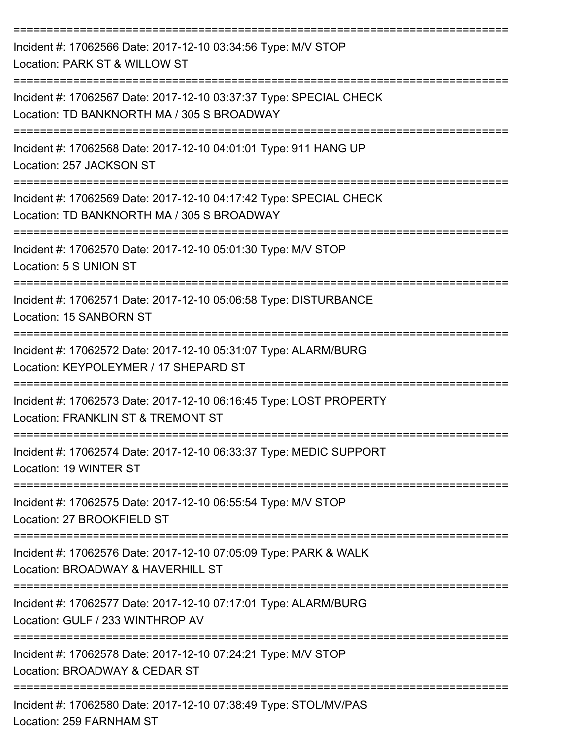===========================================================================

Incident #: 17062566 Date: 2017-12-10 03:34:56 Type: M/V STOP
Location: PARK ST & WILLOW ST

===========================================================================

Incident #: 17062567 Date: 2017-12-10 03:37:37 Type: SPECIAL CHECK
Location: TD BANKNORTH MA / 305 S BROADWAY

===========================================================================

Incident #: 17062568 Date: 2017-12-10 04:01:01 Type: 911 HANG UP
Location: 257 JACKSON ST

===========================================================================

Incident #: 17062569 Date: 2017-12-10 04:17:42 Type: SPECIAL CHECK
Location: TD BANKNORTH MA / 305 S BROADWAY

===========================================================================

Incident #: 17062570 Date: 2017-12-10 05:01:30 Type: M/V STOP
Location: 5 S UNION ST

===========================================================================

Incident #: 17062571 Date: 2017-12-10 05:06:58 Type: DISTURBANCE
Location: 15 SANBORN ST

===========================================================================

Incident #: 17062572 Date: 2017-12-10 05:31:07 Type: ALARM/BURG
Location: KEYPOLEYMER / 17 SHEPARD ST

===========================================================================

Incident #: 17062573 Date: 2017-12-10 06:16:45 Type: LOST PROPERTY
Location: FRANKLIN ST & TREMONT ST

===========================================================================

Incident #: 17062574 Date: 2017-12-10 06:33:37 Type: MEDIC SUPPORT
Location: 19 WINTER ST

===========================================================================

Incident #: 17062575 Date: 2017-12-10 06:55:54 Type: M/V STOP
Location: 27 BROOKFIELD ST

===========================================================================

Incident #: 17062576 Date: 2017-12-10 07:05:09 Type: PARK & WALK
Location: BROADWAY & HAVERHILL ST

===========================================================================

Incident #: 17062577 Date: 2017-12-10 07:17:01 Type: ALARM/BURG
Location: GULF / 233 WINTHROP AV

===========================================================================

Incident #: 17062578 Date: 2017-12-10 07:24:21 Type: M/V STOP
Location: BROADWAY & CEDAR ST

===========================================================================

Incident #: 17062580 Date: 2017-12-10 07:38:49 Type: STOL/MV/PAS
Location: 259 FARNHAM ST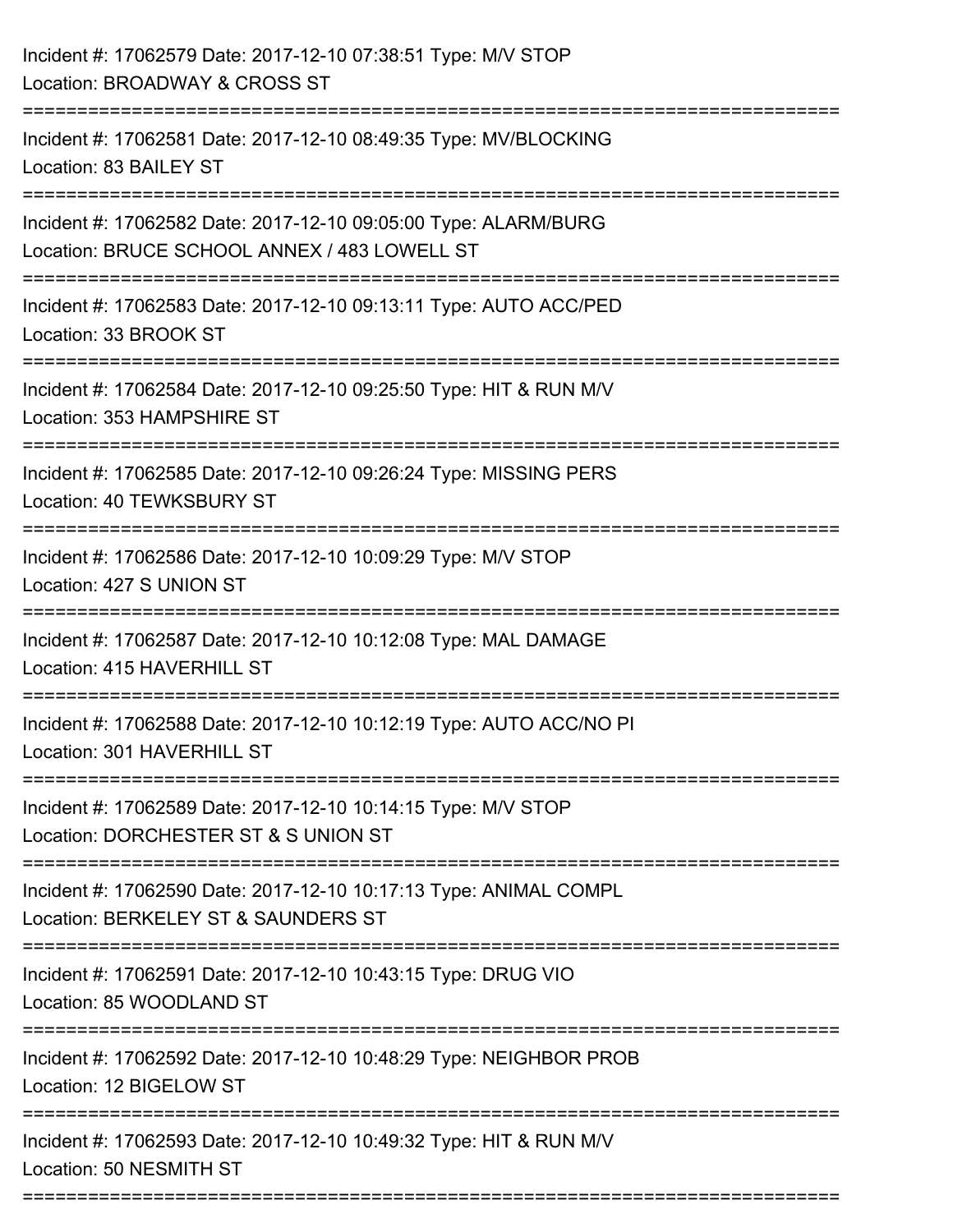Incident #: 17062579 Date: 2017-12-10 07:38:51 Type: M/V STOP
Location: BROADWAY & CROSS ST

===========================================================================

Incident #: 17062581 Date: 2017-12-10 08:49:35 Type: MV/BLOCKING
Location: 83 BAILEY ST

===========================================================================

Incident #: 17062582 Date: 2017-12-10 09:05:00 Type: ALARM/BURG
Location: BRUCE SCHOOL ANNEX / 483 LOWELL ST

===========================================================================

Incident #: 17062583 Date: 2017-12-10 09:13:11 Type: AUTO ACC/PED
Location: 33 BROOK ST

===========================================================================

Incident #: 17062584 Date: 2017-12-10 09:25:50 Type: HIT & RUN M/V
Location: 353 HAMPSHIRE ST

===========================================================================

Incident #: 17062585 Date: 2017-12-10 09:26:24 Type: MISSING PERS
Location: 40 TEWKSBURY ST

===========================================================================

Incident #: 17062586 Date: 2017-12-10 10:09:29 Type: M/V STOP
Location: 427 S UNION ST

===========================================================================

Incident #: 17062587 Date: 2017-12-10 10:12:08 Type: MAL DAMAGE
Location: 415 HAVERHILL ST

===========================================================================

Incident #: 17062588 Date: 2017-12-10 10:12:19 Type: AUTO ACC/NO PI
Location: 301 HAVERHILL ST

===========================================================================

Incident #: 17062589 Date: 2017-12-10 10:14:15 Type: M/V STOP
Location: DORCHESTER ST & S UNION ST

===========================================================================

Incident #: 17062590 Date: 2017-12-10 10:17:13 Type: ANIMAL COMPL
Location: BERKELEY ST & SAUNDERS ST

===========================================================================

Incident #: 17062591 Date: 2017-12-10 10:43:15 Type: DRUG VIO
Location: 85 WOODLAND ST

===========================================================================

Incident #: 17062592 Date: 2017-12-10 10:48:29 Type: NEIGHBOR PROB
Location: 12 BIGELOW ST

===========================================================================

Incident #: 17062593 Date: 2017-12-10 10:49:32 Type: HIT & RUN M/V
Location: 50 NESMITH ST

===========================================================================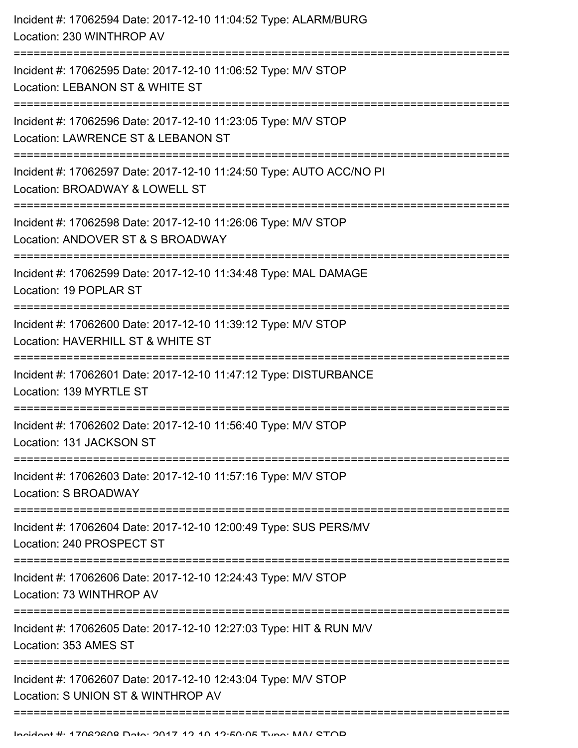Incident #: 17062594 Date: 2017-12-10 11:04:52 Type: ALARM/BURG
Location: 230 WINTHROP AV

===========================================================================

Incident #: 17062595 Date: 2017-12-10 11:06:52 Type: M/V STOP
Location: LEBANON ST & WHITE ST

===========================================================================

Incident #: 17062596 Date: 2017-12-10 11:23:05 Type: M/V STOP
Location: LAWRENCE ST & LEBANON ST

===========================================================================

Incident #: 17062597 Date: 2017-12-10 11:24:50 Type: AUTO ACC/NO PI
Location: BROADWAY & LOWELL ST

===========================================================================

Incident #: 17062598 Date: 2017-12-10 11:26:06 Type: M/V STOP
Location: ANDOVER ST & S BROADWAY

===========================================================================

Incident #: 17062599 Date: 2017-12-10 11:34:48 Type: MAL DAMAGE
Location: 19 POPLAR ST

===========================================================================

Incident #: 17062600 Date: 2017-12-10 11:39:12 Type: M/V STOP
Location: HAVERHILL ST & WHITE ST

===========================================================================

Incident #: 17062601 Date: 2017-12-10 11:47:12 Type: DISTURBANCE
Location: 139 MYRTLE ST

===========================================================================

Incident #: 17062602 Date: 2017-12-10 11:56:40 Type: M/V STOP
Location: 131 JACKSON ST

===========================================================================

Incident #: 17062603 Date: 2017-12-10 11:57:16 Type: M/V STOP
Location: S BROADWAY

===========================================================================

Incident #: 17062604 Date: 2017-12-10 12:00:49 Type: SUS PERS/MV
Location: 240 PROSPECT ST

===========================================================================

Incident #: 17062606 Date: 2017-12-10 12:24:43 Type: M/V STOP
Location: 73 WINTHROP AV

===========================================================================

Incident #: 17062605 Date: 2017-12-10 12:27:03 Type: HIT & RUN M/V
Location: 353 AMES ST

===========================================================================

Incident #: 17062607 Date: 2017-12-10 12:43:04 Type: M/V STOP
Location: S UNION ST & WINTHROP AV

===========================================================================

Incident #: 17062608 Date: 2017-12-10 12:50:05 Type: M/V STOP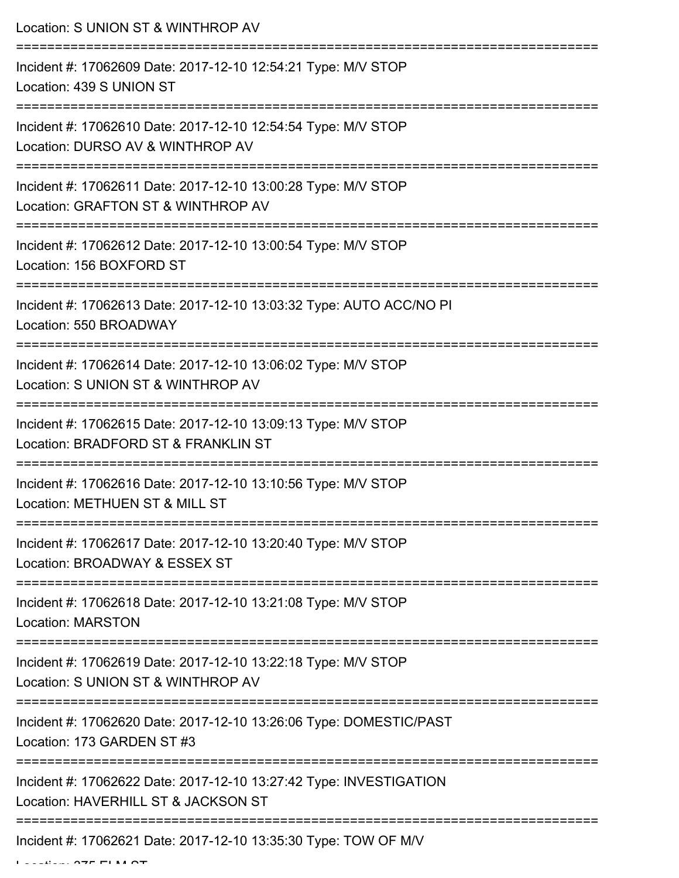Location: S UNION ST & WINTHROP AV

===========================================================================

Incident #: 17062609 Date: 2017-12-10 12:54:21 Type: M/V STOP
Location: 439 S UNION ST

===========================================================================

Incident #: 17062610 Date: 2017-12-10 12:54:54 Type: M/V STOP
Location: DURSO AV & WINTHROP AV

===========================================================================

Incident #: 17062611 Date: 2017-12-10 13:00:28 Type: M/V STOP
Location: GRAFTON ST & WINTHROP AV

===========================================================================

Incident #: 17062612 Date: 2017-12-10 13:00:54 Type: M/V STOP
Location: 156 BOXFORD ST

===========================================================================

Incident #: 17062613 Date: 2017-12-10 13:03:32 Type: AUTO ACC/NO PI
Location: 550 BROADWAY

===========================================================================

Incident #: 17062614 Date: 2017-12-10 13:06:02 Type: M/V STOP
Location: S UNION ST & WINTHROP AV

===========================================================================

Incident #: 17062615 Date: 2017-12-10 13:09:13 Type: M/V STOP
Location: BRADFORD ST & FRANKLIN ST

===========================================================================

Incident #: 17062616 Date: 2017-12-10 13:10:56 Type: M/V STOP
Location: METHUEN ST & MILL ST

===========================================================================

Incident #: 17062617 Date: 2017-12-10 13:20:40 Type: M/V STOP
Location: BROADWAY & ESSEX ST

===========================================================================

Incident #: 17062618 Date: 2017-12-10 13:21:08 Type: M/V STOP
Location: MARSTON

===========================================================================

Incident #: 17062619 Date: 2017-12-10 13:22:18 Type: M/V STOP
Location: S UNION ST & WINTHROP AV

===========================================================================

Incident #: 17062620 Date: 2017-12-10 13:26:06 Type: DOMESTIC/PAST
Location: 173 GARDEN ST #3

===========================================================================

Incident #: 17062622 Date: 2017-12-10 13:27:42 Type: INVESTIGATION
Location: HAVERHILL ST & JACKSON ST

===========================================================================

Incident #: 17062621 Date: 2017-12-10 13:35:30 Type: TOW OF M/V
Location: 275 ELM ST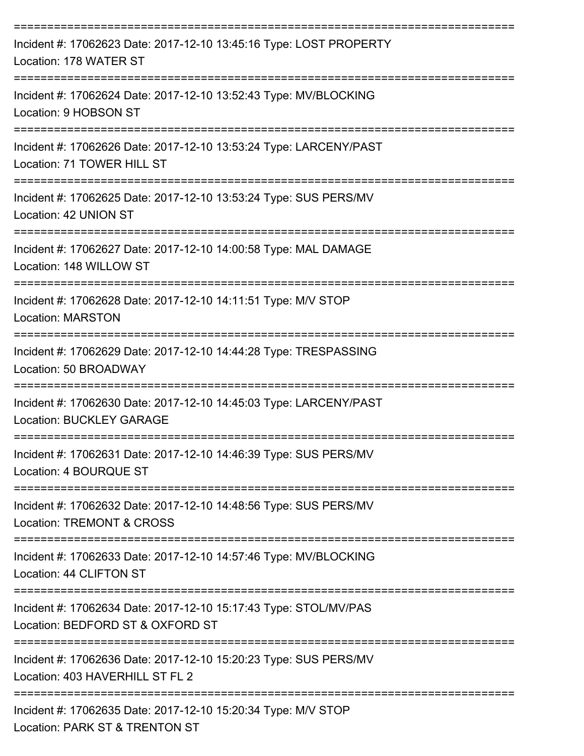===========================================================================

Incident #: 17062623 Date: 2017-12-10 13:45:16 Type: LOST PROPERTY
Location: 178 WATER ST

===========================================================================

Incident #: 17062624 Date: 2017-12-10 13:52:43 Type: MV/BLOCKING
Location: 9 HOBSON ST

===========================================================================

Incident #: 17062626 Date: 2017-12-10 13:53:24 Type: LARCENY/PAST
Location: 71 TOWER HILL ST

===========================================================================

Incident #: 17062625 Date: 2017-12-10 13:53:24 Type: SUS PERS/MV
Location: 42 UNION ST

===========================================================================

Incident #: 17062627 Date: 2017-12-10 14:00:58 Type: MAL DAMAGE
Location: 148 WILLOW ST

===========================================================================

Incident #: 17062628 Date: 2017-12-10 14:11:51 Type: M/V STOP
Location: MARSTON

===========================================================================

Incident #: 17062629 Date: 2017-12-10 14:44:28 Type: TRESPASSING
Location: 50 BROADWAY

===========================================================================

Incident #: 17062630 Date: 2017-12-10 14:45:03 Type: LARCENY/PAST
Location: BUCKLEY GARAGE

===========================================================================

Incident #: 17062631 Date: 2017-12-10 14:46:39 Type: SUS PERS/MV
Location: 4 BOURQUE ST

===========================================================================

Incident #: 17062632 Date: 2017-12-10 14:48:56 Type: SUS PERS/MV
Location: TREMONT & CROSS

===========================================================================

Incident #: 17062633 Date: 2017-12-10 14:57:46 Type: MV/BLOCKING
Location: 44 CLIFTON ST

===========================================================================

Incident #: 17062634 Date: 2017-12-10 15:17:43 Type: STOL/MV/PAS
Location: BEDFORD ST & OXFORD ST

===========================================================================

Incident #: 17062636 Date: 2017-12-10 15:20:23 Type: SUS PERS/MV
Location: 403 HAVERHILL ST FL 2

===========================================================================

Incident #: 17062635 Date: 2017-12-10 15:20:34 Type: M/V STOP
Location: PARK ST & TRENTON ST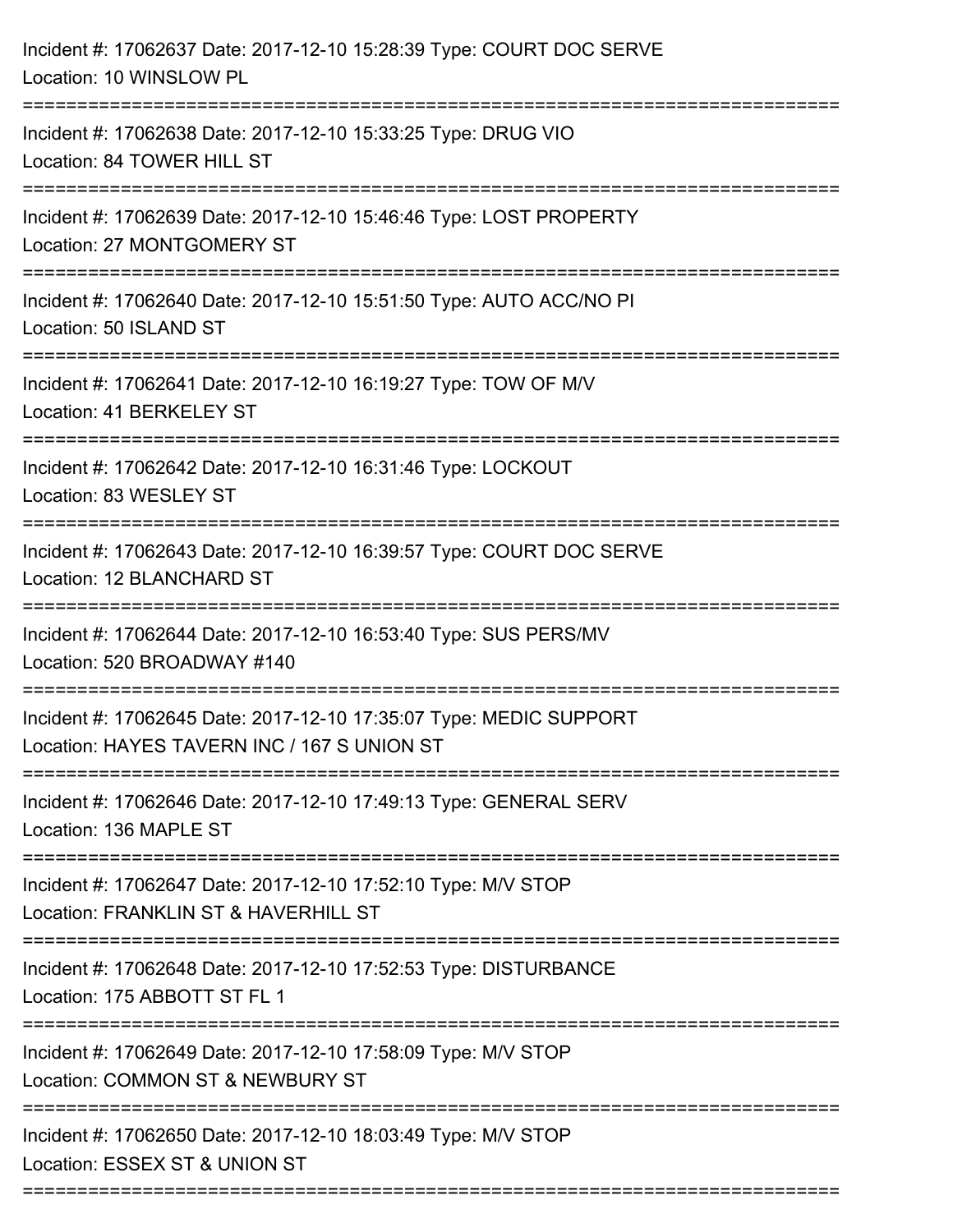Incident #: 17062637 Date: 2017-12-10 15:28:39 Type: COURT DOC SERVE
Location: 10 WINSLOW PL

===========================================================================

Incident #: 17062638 Date: 2017-12-10 15:33:25 Type: DRUG VIO
Location: 84 TOWER HILL ST

===========================================================================

Incident #: 17062639 Date: 2017-12-10 15:46:46 Type: LOST PROPERTY
Location: 27 MONTGOMERY ST

===========================================================================

Incident #: 17062640 Date: 2017-12-10 15:51:50 Type: AUTO ACC/NO PI
Location: 50 ISLAND ST

===========================================================================

Incident #: 17062641 Date: 2017-12-10 16:19:27 Type: TOW OF M/V
Location: 41 BERKELEY ST

===========================================================================

Incident #: 17062642 Date: 2017-12-10 16:31:46 Type: LOCKOUT
Location: 83 WESLEY ST

===========================================================================

Incident #: 17062643 Date: 2017-12-10 16:39:57 Type: COURT DOC SERVE
Location: 12 BLANCHARD ST

===========================================================================

Incident #: 17062644 Date: 2017-12-10 16:53:40 Type: SUS PERS/MV
Location: 520 BROADWAY #140

===========================================================================

Incident #: 17062645 Date: 2017-12-10 17:35:07 Type: MEDIC SUPPORT
Location: HAYES TAVERN INC / 167 S UNION ST

===========================================================================

Incident #: 17062646 Date: 2017-12-10 17:49:13 Type: GENERAL SERV
Location: 136 MAPLE ST

===========================================================================

Incident #: 17062647 Date: 2017-12-10 17:52:10 Type: M/V STOP
Location: FRANKLIN ST & HAVERHILL ST

===========================================================================

Incident #: 17062648 Date: 2017-12-10 17:52:53 Type: DISTURBANCE
Location: 175 ABBOTT ST FL 1

===========================================================================

Incident #: 17062649 Date: 2017-12-10 17:58:09 Type: M/V STOP
Location: COMMON ST & NEWBURY ST

===========================================================================

Incident #: 17062650 Date: 2017-12-10 18:03:49 Type: M/V STOP
Location: ESSEX ST & UNION ST

===========================================================================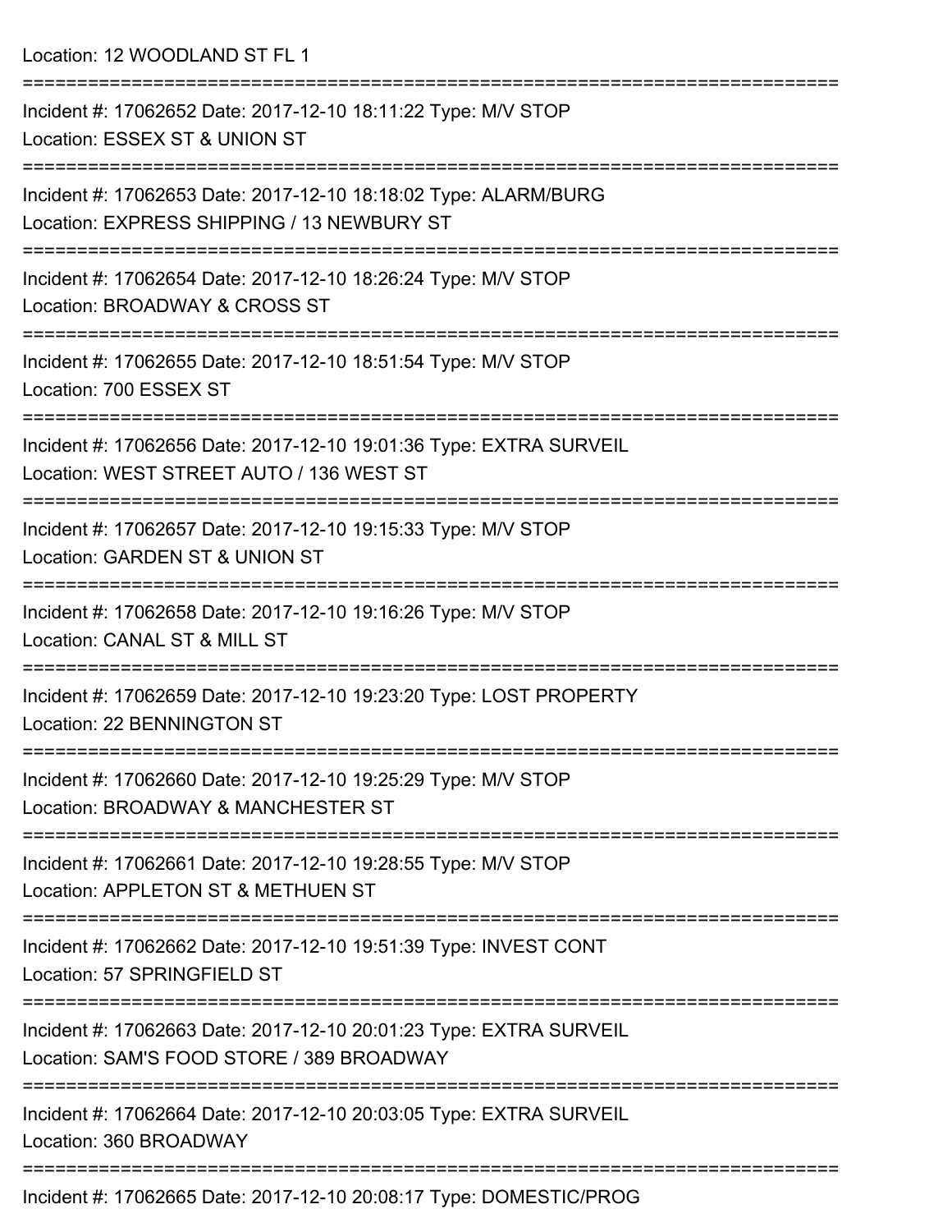Location: 12 WOODLAND ST FL 1

===========================================================================

Incident #: 17062652 Date: 2017-12-10 18:11:22 Type: M/V STOP

Location: ESSEX ST & UNION ST

===========================================================================

Incident #: 17062653 Date: 2017-12-10 18:18:02 Type: ALARM/BURG

Location: EXPRESS SHIPPING / 13 NEWBURY ST

===========================================================================

Incident #: 17062654 Date: 2017-12-10 18:26:24 Type: M/V STOP

Location: BROADWAY & CROSS ST

===========================================================================

Incident #: 17062655 Date: 2017-12-10 18:51:54 Type: M/V STOP

Location: 700 ESSEX ST

===========================================================================

Incident #: 17062656 Date: 2017-12-10 19:01:36 Type: EXTRA SURVEIL

Location: WEST STREET AUTO / 136 WEST ST

===========================================================================

Incident #: 17062657 Date: 2017-12-10 19:15:33 Type: M/V STOP

Location: GARDEN ST & UNION ST

===========================================================================

Incident #: 17062658 Date: 2017-12-10 19:16:26 Type: M/V STOP

Location: CANAL ST & MILL ST

===========================================================================

Incident #: 17062659 Date: 2017-12-10 19:23:20 Type: LOST PROPERTY

Location: 22 BENNINGTON ST

===========================================================================

Incident #: 17062660 Date: 2017-12-10 19:25:29 Type: M/V STOP

Location: BROADWAY & MANCHESTER ST

===========================================================================

Incident #: 17062661 Date: 2017-12-10 19:28:55 Type: M/V STOP

Location: APPLETON ST & METHUEN ST

===========================================================================

Incident #: 17062662 Date: 2017-12-10 19:51:39 Type: INVEST CONT

Location: 57 SPRINGFIELD ST

===========================================================================

Incident #: 17062663 Date: 2017-12-10 20:01:23 Type: EXTRA SURVEIL

Location: SAM'S FOOD STORE / 389 BROADWAY

===========================================================================

Incident #: 17062664 Date: 2017-12-10 20:03:05 Type: EXTRA SURVEIL

Location: 360 BROADWAY

===========================================================================

Incident #: 17062665 Date: 2017-12-10 20:08:17 Type: DOMESTIC/PROG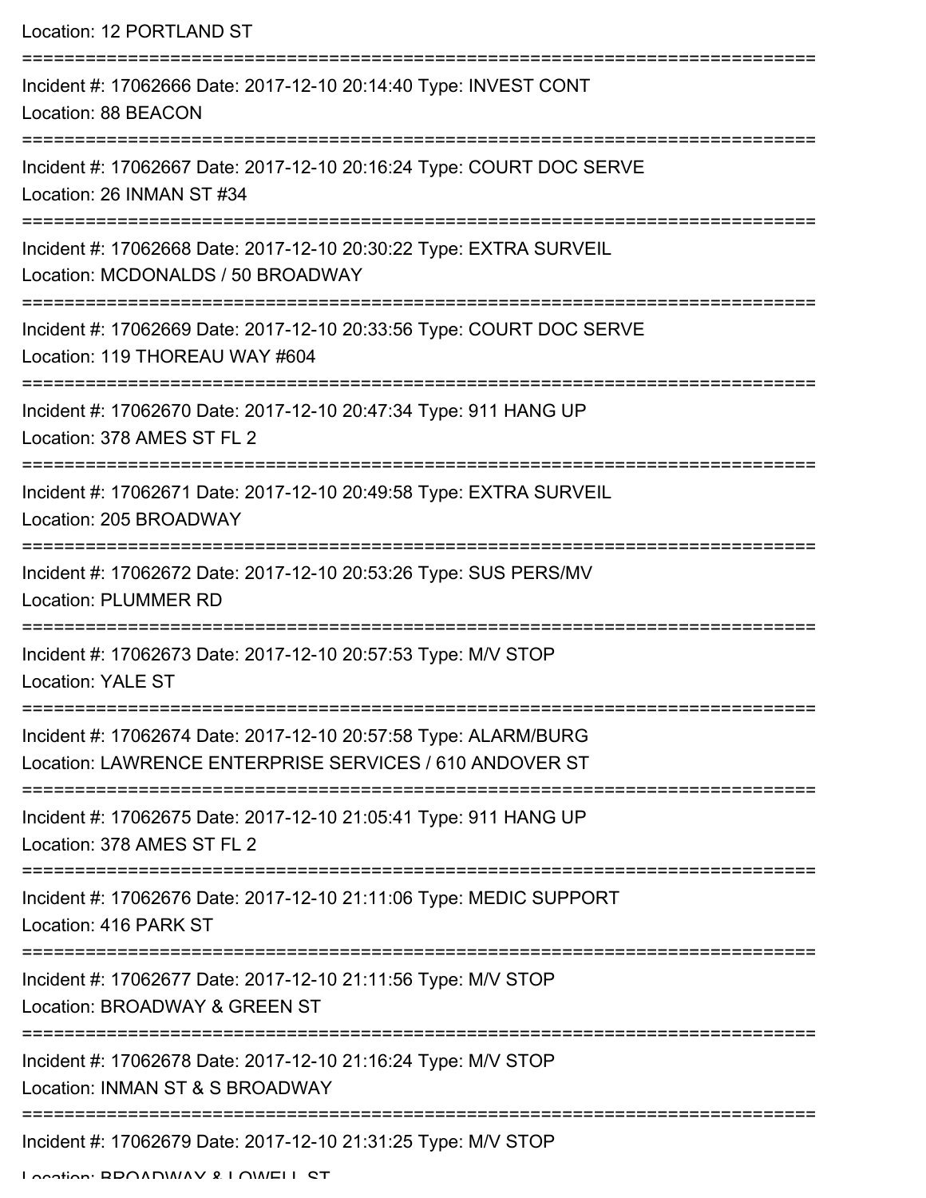Location: 12 PORTLAND ST

===========================================================================

Incident #: 17062666 Date: 2017-12-10 20:14:40 Type: INVEST CONT
Location: 88 BEACON

===========================================================================

Incident #: 17062667 Date: 2017-12-10 20:16:24 Type: COURT DOC SERVE
Location: 26 INMAN ST #34

===========================================================================

Incident #: 17062668 Date: 2017-12-10 20:30:22 Type: EXTRA SURVEIL
Location: MCDONALDS / 50 BROADWAY

===========================================================================

Incident #: 17062669 Date: 2017-12-10 20:33:56 Type: COURT DOC SERVE
Location: 119 THOREAU WAY #604

===========================================================================

Incident #: 17062670 Date: 2017-12-10 20:47:34 Type: 911 HANG UP
Location: 378 AMES ST FL 2

===========================================================================

Incident #: 17062671 Date: 2017-12-10 20:49:58 Type: EXTRA SURVEIL
Location: 205 BROADWAY

===========================================================================

Incident #: 17062672 Date: 2017-12-10 20:53:26 Type: SUS PERS/MV
Location: PLUMMER RD

===========================================================================

Incident #: 17062673 Date: 2017-12-10 20:57:53 Type: M/V STOP
Location: YALE ST

===========================================================================

Incident #: 17062674 Date: 2017-12-10 20:57:58 Type: ALARM/BURG
Location: LAWRENCE ENTERPRISE SERVICES / 610 ANDOVER ST

===========================================================================

Incident #: 17062675 Date: 2017-12-10 21:05:41 Type: 911 HANG UP
Location: 378 AMES ST FL 2

===========================================================================

Incident #: 17062676 Date: 2017-12-10 21:11:06 Type: MEDIC SUPPORT
Location: 416 PARK ST

===========================================================================

Incident #: 17062677 Date: 2017-12-10 21:11:56 Type: M/V STOP
Location: BROADWAY & GREEN ST

===========================================================================

Incident #: 17062678 Date: 2017-12-10 21:16:24 Type: M/V STOP
Location: INMAN ST & S BROADWAY

===========================================================================

Incident #: 17062679 Date: 2017-12-10 21:31:25 Type: M/V STOP
Location: BROADWAY & LOWELL ST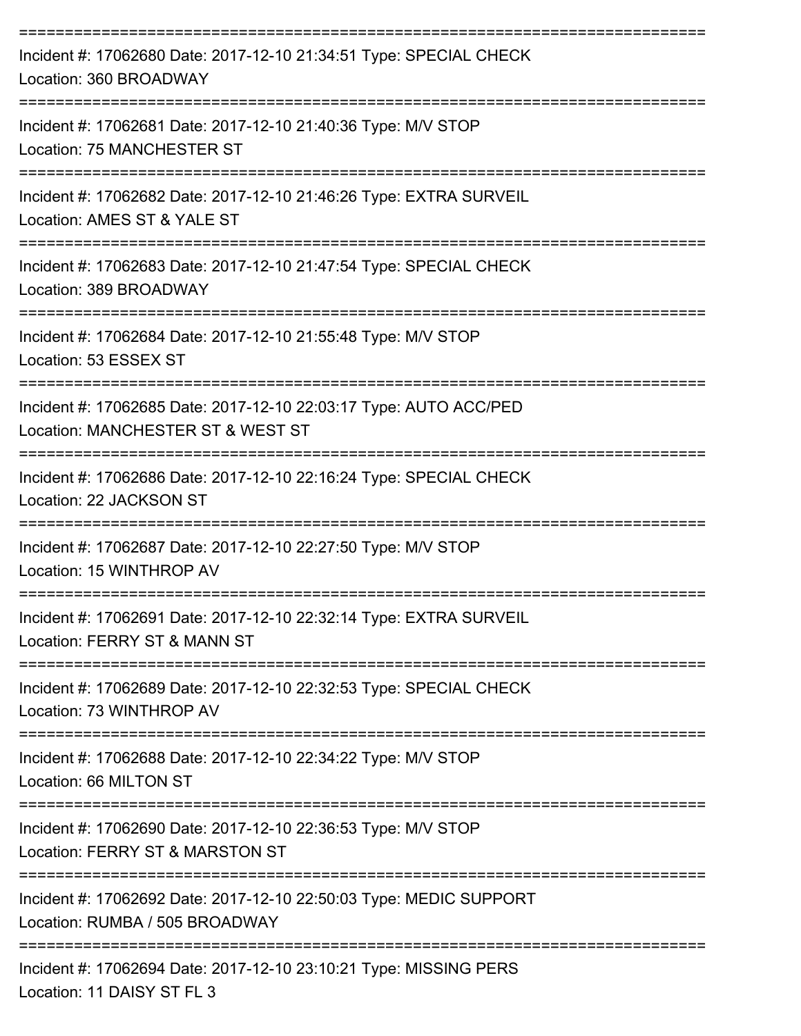===========================================================================
Incident #: 17062680 Date: 2017-12-10 21:34:51 Type: SPECIAL CHECK
Location: 360 BROADWAY
===========================================================================
Incident #: 17062681 Date: 2017-12-10 21:40:36 Type: M/V STOP
Location: 75 MANCHESTER ST
===========================================================================
Incident #: 17062682 Date: 2017-12-10 21:46:26 Type: EXTRA SURVEIL
Location: AMES ST & YALE ST
===========================================================================
Incident #: 17062683 Date: 2017-12-10 21:47:54 Type: SPECIAL CHECK
Location: 389 BROADWAY
===========================================================================
Incident #: 17062684 Date: 2017-12-10 21:55:48 Type: M/V STOP
Location: 53 ESSEX ST
===========================================================================
Incident #: 17062685 Date: 2017-12-10 22:03:17 Type: AUTO ACC/PED
Location: MANCHESTER ST & WEST ST
===========================================================================
Incident #: 17062686 Date: 2017-12-10 22:16:24 Type: SPECIAL CHECK
Location: 22 JACKSON ST
===========================================================================
Incident #: 17062687 Date: 2017-12-10 22:27:50 Type: M/V STOP
Location: 15 WINTHROP AV
===========================================================================
Incident #: 17062691 Date: 2017-12-10 22:32:14 Type: EXTRA SURVEIL
Location: FERRY ST & MANN ST
===========================================================================
Incident #: 17062689 Date: 2017-12-10 22:32:53 Type: SPECIAL CHECK
Location: 73 WINTHROP AV
===========================================================================
Incident #: 17062688 Date: 2017-12-10 22:34:22 Type: M/V STOP
Location: 66 MILTON ST
===========================================================================
Incident #: 17062690 Date: 2017-12-10 22:36:53 Type: M/V STOP
Location: FERRY ST & MARSTON ST
===========================================================================
Incident #: 17062692 Date: 2017-12-10 22:50:03 Type: MEDIC SUPPORT
Location: RUMBA / 505 BROADWAY
===========================================================================
Incident #: 17062694 Date: 2017-12-10 23:10:21 Type: MISSING PERS
Location: 11 DAISY ST FL 3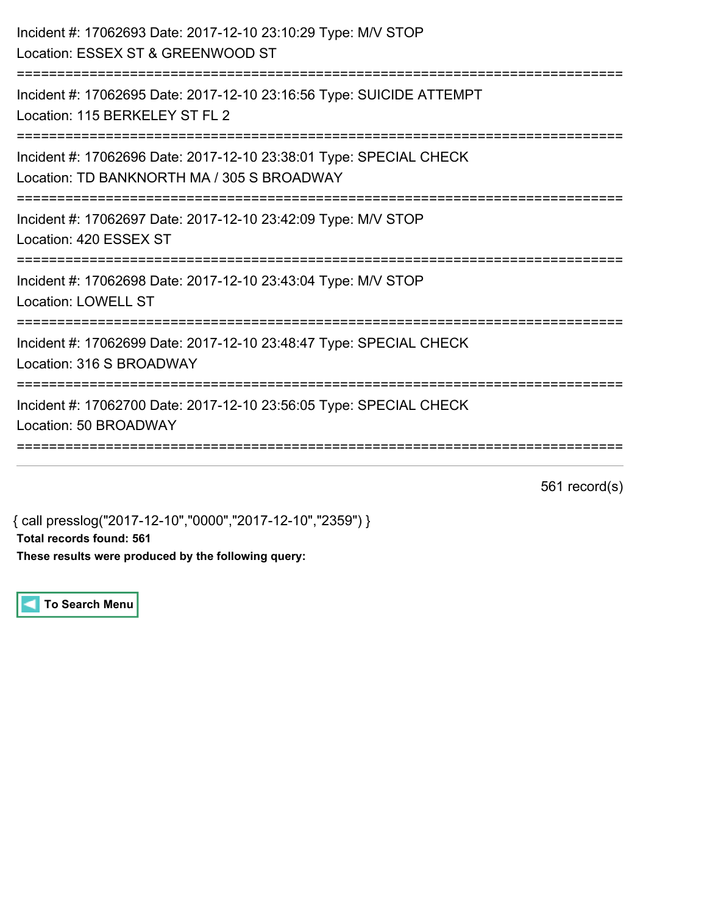Incident #: 17062693 Date: 2017-12-10 23:10:29 Type: M/V STOP
Location: ESSEX ST & GREENWOOD ST

===========================================================================

Incident #: 17062695 Date: 2017-12-10 23:16:56 Type: SUICIDE ATTEMPT
Location: 115 BERKELEY ST FL 2

===========================================================================

Incident #: 17062696 Date: 2017-12-10 23:38:01 Type: SPECIAL CHECK
Location: TD BANKNORTH MA / 305 S BROADWAY

===========================================================================

Incident #: 17062697 Date: 2017-12-10 23:42:09 Type: M/V STOP
Location: 420 ESSEX ST

===========================================================================

Incident #: 17062698 Date: 2017-12-10 23:43:04 Type: M/V STOP
Location: LOWELL ST

===========================================================================

Incident #: 17062699 Date: 2017-12-10 23:48:47 Type: SPECIAL CHECK
Location: 316 S BROADWAY

===========================================================================

Incident #: 17062700 Date: 2017-12-10 23:56:05 Type: SPECIAL CHECK
Location: 50 BROADWAY

===========================================================================

561 record(s)

{ call presslog("2017-12-10","0000","2017-12-10","2359") }

**Total records found: 561**

**These results were produced by the following query:**

To Search Menu